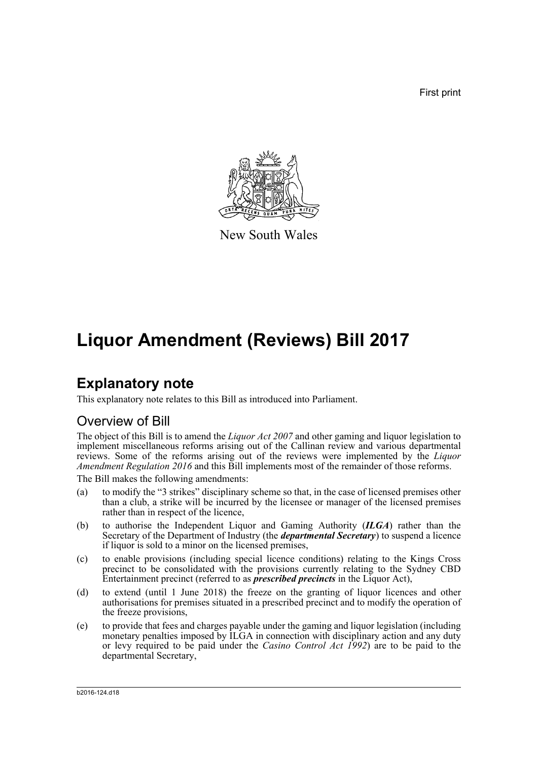First print

New South Wales

# Liquor Amendment (Reviews) Bill 2017

## Explanatory note

This explanatory note relates to this Bill as introduced into Parliament.

### Overview of Bill

The object of this Bill is to amend the *Liquor Act 2007* and other gaming and liquor legislation to implement miscellaneous reforms arising out of the Callinan review and various departmental reviews. Some of the reforms arising out of the reviews were implemented by the *Liquor Amendment Regulation 2016* and this Bill implements most of the remainder of those reforms.

The Bill makes the following amendments:

(a) to modify the "3 strikes" disciplinary scheme so that, in the case of licensed premises other than a club, a strike will be incurred by the licensee or manager of the licensed premises rather than in respect of the licence,

(b) to authorise the Independent Liquor and Gaming Authority (***ILGA***) rather than the Secretary of the Department of Industry (the ***departmental Secretary***) to suspend a licence if liquor is sold to a minor on the licensed premises,

(c) to enable provisions (including special licence conditions) relating to the Kings Cross precinct to be consolidated with the provisions currently relating to the Sydney CBD Entertainment precinct (referred to as ***prescribed precincts*** in the Liquor Act),

(d) to extend (until 1 June 2018) the freeze on the granting of liquor licences and other authorisations for premises situated in a prescribed precinct and to modify the operation of the freeze provisions,

(e) to provide that fees and charges payable under the gaming and liquor legislation (including monetary penalties imposed by ILGA in connection with disciplinary action and any duty or levy required to be paid under the *Casino Control Act 1992*) are to be paid to the departmental Secretary,

b2016-124.d18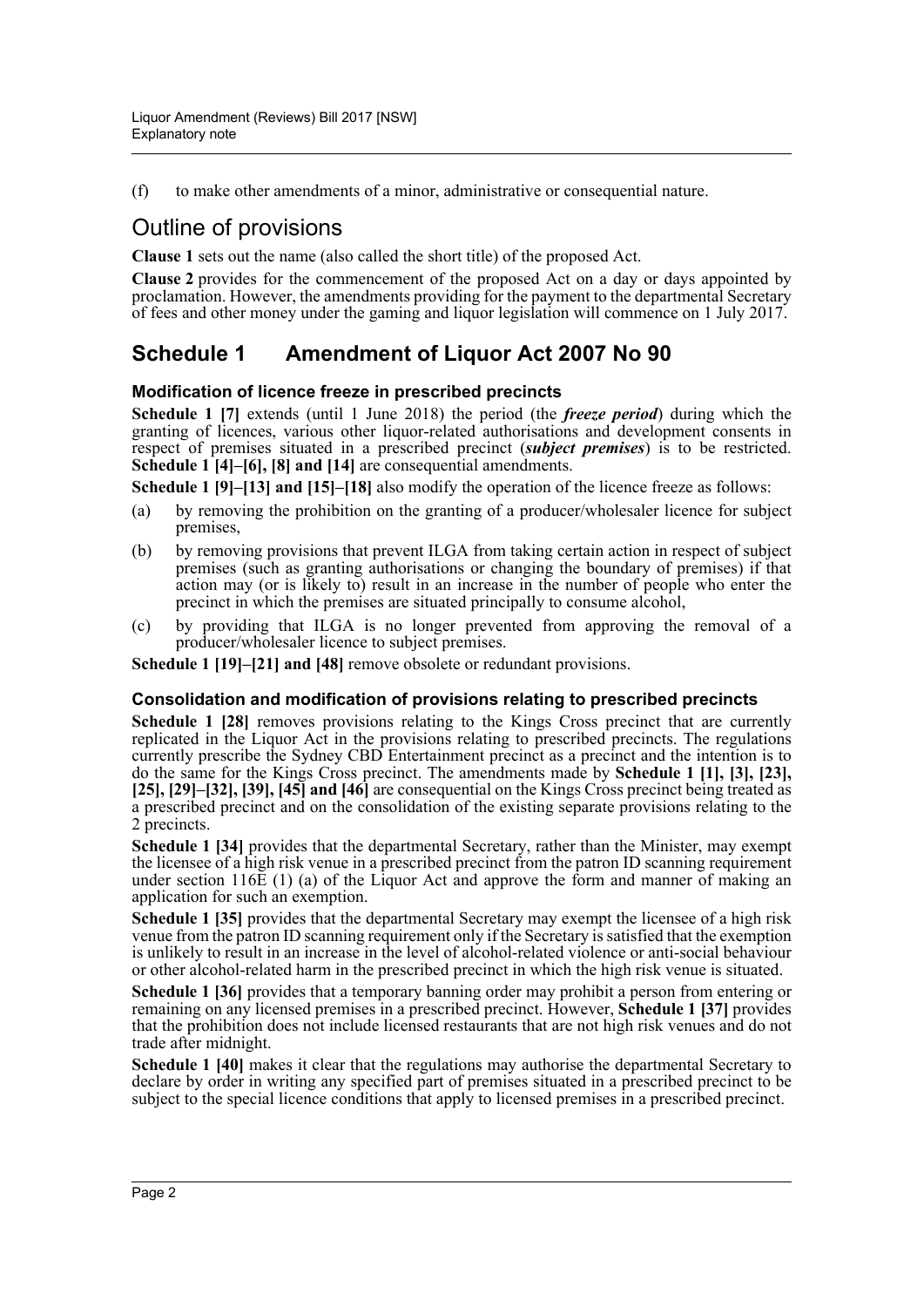(f) to make other amendments of a minor, administrative or consequential nature.

## Outline of provisions

**Clause 1** sets out the name (also called the short title) of the proposed Act.

**Clause 2** provides for the commencement of the proposed Act on a day or days appointed by proclamation. However, the amendments providing for the payment to the departmental Secretary of fees and other money under the gaming and liquor legislation will commence on 1 July 2017.

## Schedule 1 Amendment of Liquor Act 2007 No 90

### Modification of licence freeze in prescribed precincts

**Schedule 1 [7]** extends (until 1 June 2018) the period (the ***freeze period***) during which the granting of licences, various other liquor-related authorisations and development consents in respect of premises situated in a prescribed precinct (***subject premises***) is to be restricted. **Schedule 1 [4]–[6], [8] and [14]** are consequential amendments.

**Schedule 1 [9]–[13] and [15]–[18]** also modify the operation of the licence freeze as follows:

(a) by removing the prohibition on the granting of a producer/wholesaler licence for subject premises,

(b) by removing provisions that prevent ILGA from taking certain action in respect of subject premises (such as granting authorisations or changing the boundary of premises) if that action may (or is likely to) result in an increase in the number of people who enter the precinct in which the premises are situated principally to consume alcohol,

(c) by providing that ILGA is no longer prevented from approving the removal of a producer/wholesaler licence to subject premises.

**Schedule 1 [19]–[21] and [48]** remove obsolete or redundant provisions.

### Consolidation and modification of provisions relating to prescribed precincts

**Schedule 1 [28]** removes provisions relating to the Kings Cross precinct that are currently replicated in the Liquor Act in the provisions relating to prescribed precincts. The regulations currently prescribe the Sydney CBD Entertainment precinct as a precinct and the intention is to do the same for the Kings Cross precinct. The amendments made by **Schedule 1 [1], [3], [23], [25], [29]–[32], [39], [45] and [46]** are consequential on the Kings Cross precinct being treated as a prescribed precinct and on the consolidation of the existing separate provisions relating to the 2 precincts.

**Schedule 1 [34]** provides that the departmental Secretary, rather than the Minister, may exempt the licensee of a high risk venue in a prescribed precinct from the patron ID scanning requirement under section 116E (1) (a) of the Liquor Act and approve the form and manner of making an application for such an exemption.

**Schedule 1 [35]** provides that the departmental Secretary may exempt the licensee of a high risk venue from the patron ID scanning requirement only if the Secretary is satisfied that the exemption is unlikely to result in an increase in the level of alcohol-related violence or anti-social behaviour or other alcohol-related harm in the prescribed precinct in which the high risk venue is situated.

**Schedule 1 [36]** provides that a temporary banning order may prohibit a person from entering or remaining on any licensed premises in a prescribed precinct. However, **Schedule 1 [37]** provides that the prohibition does not include licensed restaurants that are not high risk venues and do not trade after midnight.

**Schedule 1 [40]** makes it clear that the regulations may authorise the departmental Secretary to declare by order in writing any specified part of premises situated in a prescribed precinct to be subject to the special licence conditions that apply to licensed premises in a prescribed precinct.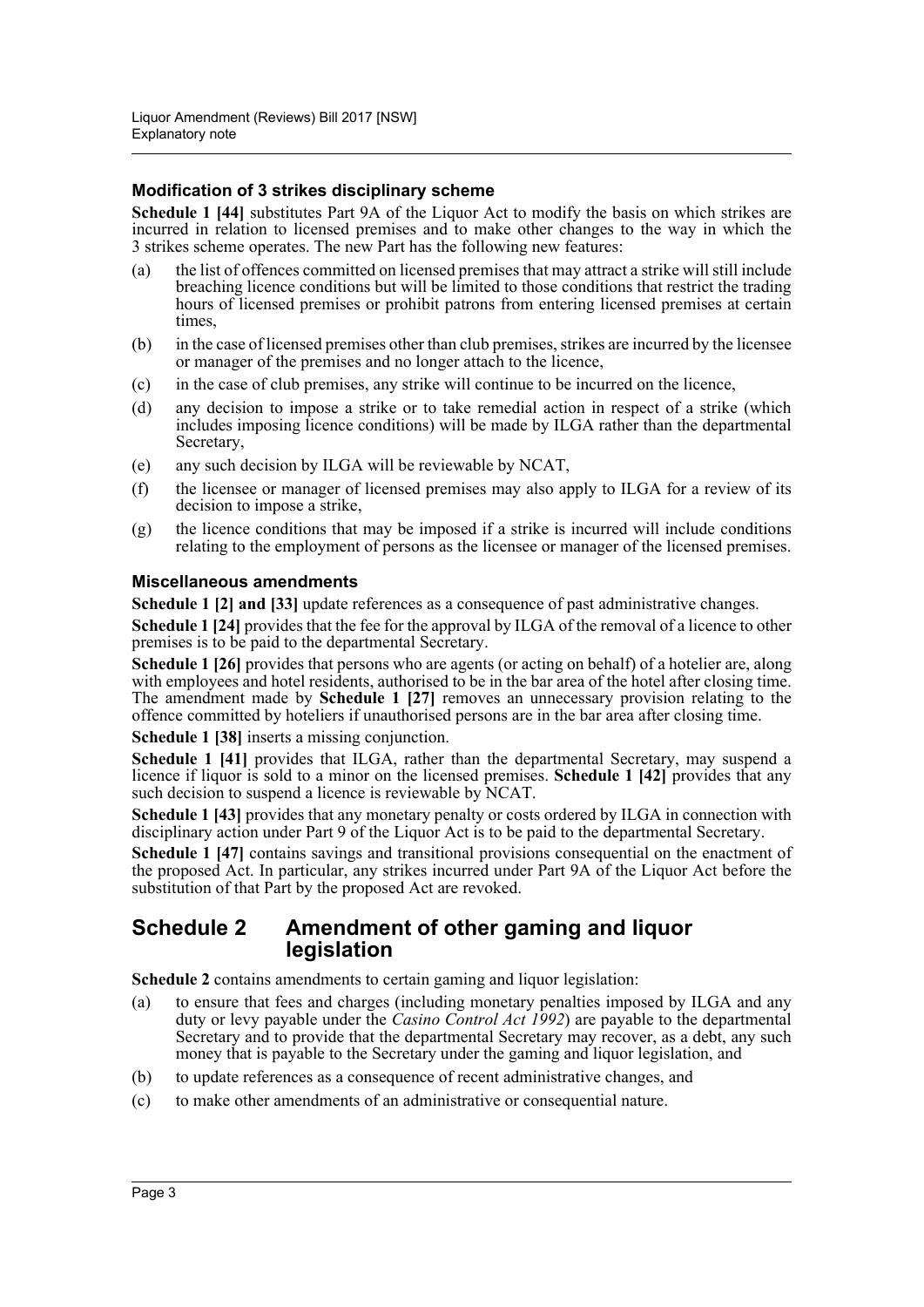### Modification of 3 strikes disciplinary scheme

**Schedule 1 [44]** substitutes Part 9A of the Liquor Act to modify the basis on which strikes are incurred in relation to licensed premises and to make other changes to the way in which the 3 strikes scheme operates. The new Part has the following new features:

(a) the list of offences committed on licensed premises that may attract a strike will still include breaching licence conditions but will be limited to those conditions that restrict the trading hours of licensed premises or prohibit patrons from entering licensed premises at certain times,

(b) in the case of licensed premises other than club premises, strikes are incurred by the licensee or manager of the premises and no longer attach to the licence,

(c) in the case of club premises, any strike will continue to be incurred on the licence,

(d) any decision to impose a strike or to take remedial action in respect of a strike (which includes imposing licence conditions) will be made by ILGA rather than the departmental Secretary,

(e) any such decision by ILGA will be reviewable by NCAT,

(f) the licensee or manager of licensed premises may also apply to ILGA for a review of its decision to impose a strike,

(g) the licence conditions that may be imposed if a strike is incurred will include conditions relating to the employment of persons as the licensee or manager of the licensed premises.

### Miscellaneous amendments

**Schedule 1 [2] and [33]** update references as a consequence of past administrative changes.

**Schedule 1 [24]** provides that the fee for the approval by ILGA of the removal of a licence to other premises is to be paid to the departmental Secretary.

**Schedule 1 [26]** provides that persons who are agents (or acting on behalf) of a hotelier are, along with employees and hotel residents, authorised to be in the bar area of the hotel after closing time. The amendment made by **Schedule 1 [27]** removes an unnecessary provision relating to the offence committed by hoteliers if unauthorised persons are in the bar area after closing time.

**Schedule 1 [38]** inserts a missing conjunction.

**Schedule 1 [41]** provides that ILGA, rather than the departmental Secretary, may suspend a licence if liquor is sold to a minor on the licensed premises. **Schedule 1 [42]** provides that any such decision to suspend a licence is reviewable by NCAT.

**Schedule 1 [43]** provides that any monetary penalty or costs ordered by ILGA in connection with disciplinary action under Part 9 of the Liquor Act is to be paid to the departmental Secretary.

**Schedule 1 [47]** contains savings and transitional provisions consequential on the enactment of the proposed Act. In particular, any strikes incurred under Part 9A of the Liquor Act before the substitution of that Part by the proposed Act are revoked.

## Schedule 2 Amendment of other gaming and liquor legislation

**Schedule 2** contains amendments to certain gaming and liquor legislation:

(a) to ensure that fees and charges (including monetary penalties imposed by ILGA and any duty or levy payable under the *Casino Control Act 1992*) are payable to the departmental Secretary and to provide that the departmental Secretary may recover, as a debt, any such money that is payable to the Secretary under the gaming and liquor legislation, and

(b) to update references as a consequence of recent administrative changes, and

(c) to make other amendments of an administrative or consequential nature.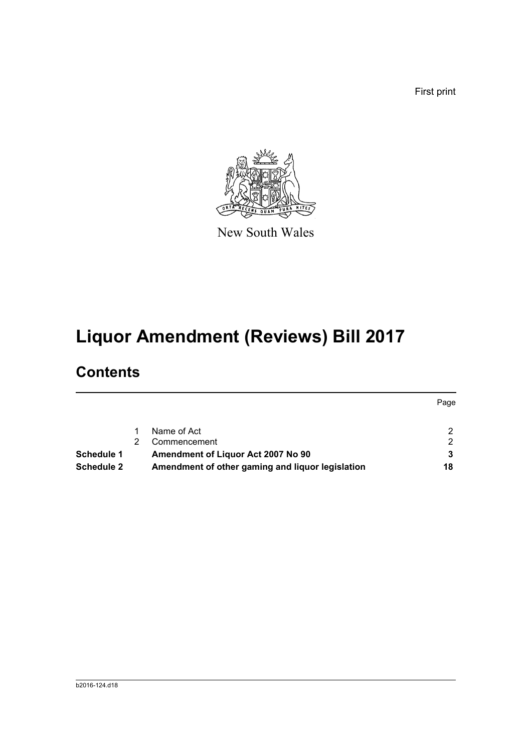First print

New South Wales

# Liquor Amendment (Reviews) Bill 2017

## Contents

| | | | Page |
|---|---|---|---|
| | 1 | Name of Act | 2 |
| | 2 | Commencement | 2 |
| **Schedule 1** | | **Amendment of Liquor Act 2007 No 90** | **3** |
| **Schedule 2** | | **Amendment of other gaming and liquor legislation** | **18** |

b2016-124.d18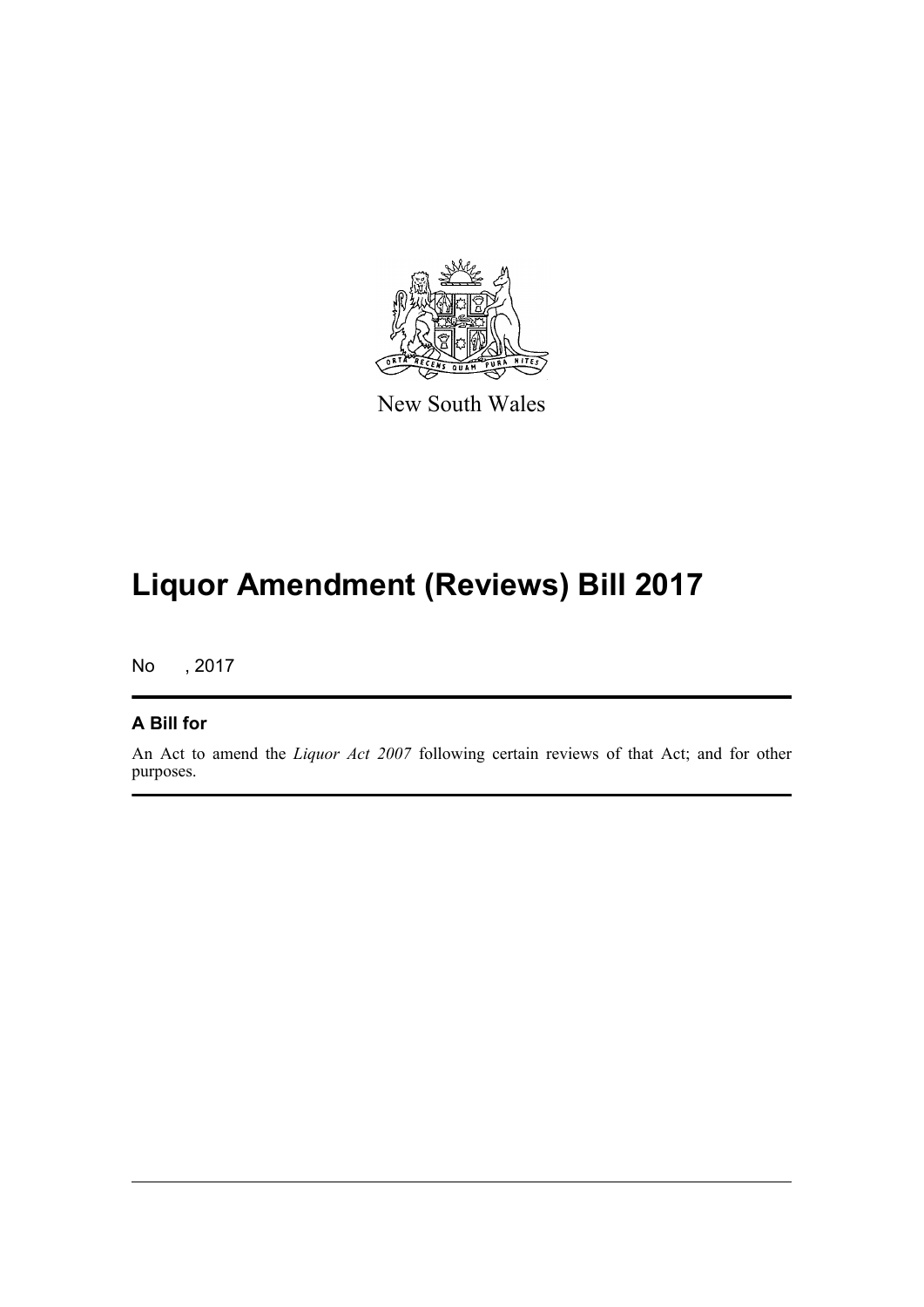New South Wales

# Liquor Amendment (Reviews) Bill 2017

No , 2017

## A Bill for

An Act to amend the *Liquor Act 2007* following certain reviews of that Act; and for other purposes.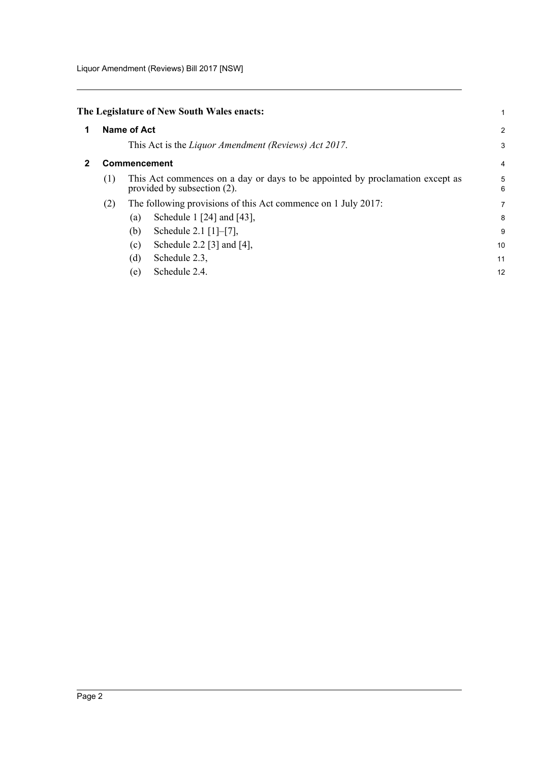**The Legislature of New South Wales enacts:**

## 1 Name of Act

This Act is the *Liquor Amendment (Reviews) Act 2017*.

## 2 Commencement

(1) This Act commences on a day or days to be appointed by proclamation except as provided by subsection (2).

(2) The following provisions of this Act commence on 1 July 2017:

(a) Schedule 1 [24] and [43],

(b) Schedule 2.1 [1]–[7],

(c) Schedule 2.2 [3] and [4],

(d) Schedule 2.3,

(e) Schedule 2.4.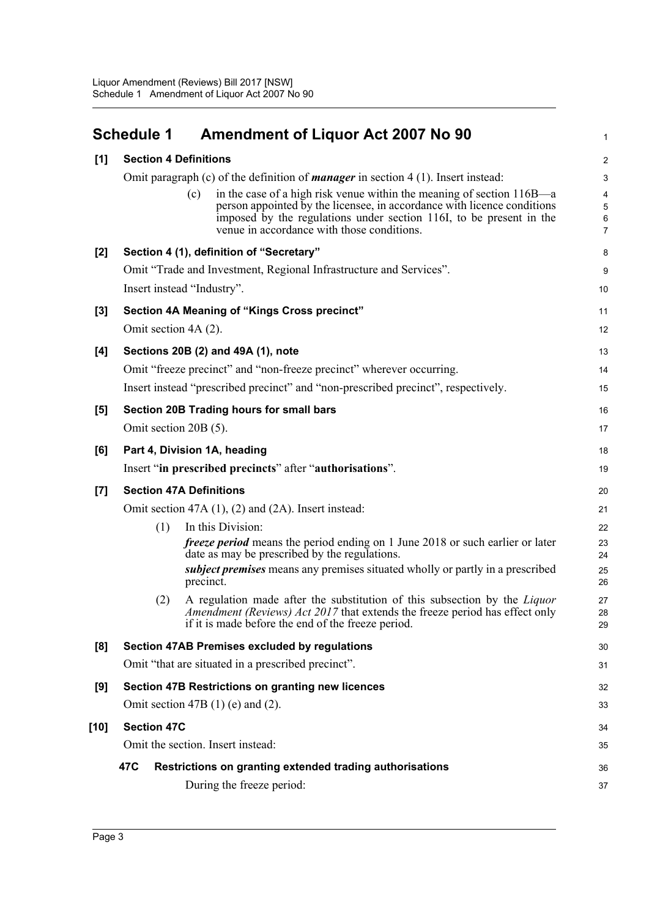## Schedule 1 Amendment of Liquor Act 2007 No 90

**[1] Section 4 Definitions**

Omit paragraph (c) of the definition of ***manager*** in section 4 (1). Insert instead:

(c) in the case of a high risk venue within the meaning of section 116B—a person appointed by the licensee, in accordance with licence conditions imposed by the regulations under section 116I, to be present in the venue in accordance with those conditions.

**[2] Section 4 (1), definition of "Secretary"**

Omit "Trade and Investment, Regional Infrastructure and Services".

Insert instead "Industry".

**[3] Section 4A Meaning of "Kings Cross precinct"**

Omit section 4A (2).

**[4] Sections 20B (2) and 49A (1), note**

Omit "freeze precinct" and "non-freeze precinct" wherever occurring.

Insert instead "prescribed precinct" and "non-prescribed precinct", respectively.

**[5] Section 20B Trading hours for small bars**

Omit section 20B (5).

**[6] Part 4, Division 1A, heading**

Insert "**in prescribed precincts**" after "**authorisations**".

**[7] Section 47A Definitions**

Omit section 47A (1), (2) and (2A). Insert instead:

(1) In this Division:

***freeze period*** means the period ending on 1 June 2018 or such earlier or later date as may be prescribed by the regulations.

***subject premises*** means any premises situated wholly or partly in a prescribed precinct.

(2) A regulation made after the substitution of this subsection by the *Liquor Amendment (Reviews) Act 2017* that extends the freeze period has effect only if it is made before the end of the freeze period.

**[8] Section 47AB Premises excluded by regulations**

Omit "that are situated in a prescribed precinct".

**[9] Section 47B Restrictions on granting new licences**

Omit section 47B (1) (e) and (2).

**[10] Section 47C**

Omit the section. Insert instead:

**47C Restrictions on granting extended trading authorisations**

During the freeze period: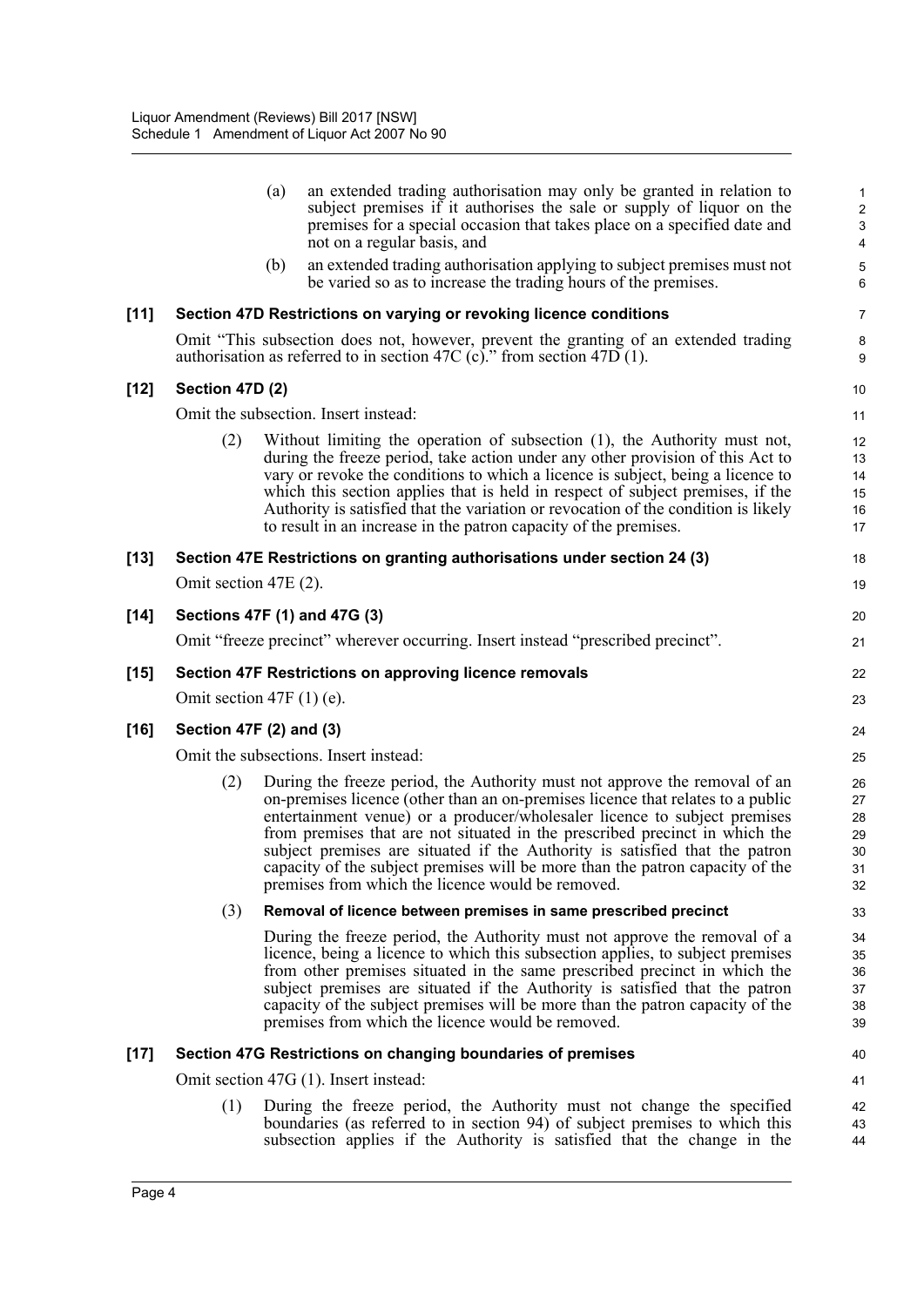(a) an extended trading authorisation may only be granted in relation to subject premises if it authorises the sale or supply of liquor on the premises for a special occasion that takes place on a specified date and not on a regular basis, and

(b) an extended trading authorisation applying to subject premises must not be varied so as to increase the trading hours of the premises.

**[11] Section 47D Restrictions on varying or revoking licence conditions**

Omit "This subsection does not, however, prevent the granting of an extended trading authorisation as referred to in section 47C (c)." from section 47D (1).

**[12] Section 47D (2)**

Omit the subsection. Insert instead:

(2) Without limiting the operation of subsection (1), the Authority must not, during the freeze period, take action under any other provision of this Act to vary or revoke the conditions to which a licence is subject, being a licence to which this section applies that is held in respect of subject premises, if the Authority is satisfied that the variation or revocation of the condition is likely to result in an increase in the patron capacity of the premises.

**[13] Section 47E Restrictions on granting authorisations under section 24 (3)**

Omit section 47E (2).

**[14] Sections 47F (1) and 47G (3)**

Omit "freeze precinct" wherever occurring. Insert instead "prescribed precinct".

**[15] Section 47F Restrictions on approving licence removals**

Omit section 47F (1) (e).

**[16] Section 47F (2) and (3)**

Omit the subsections. Insert instead:

(2) During the freeze period, the Authority must not approve the removal of an on-premises licence (other than an on-premises licence that relates to a public entertainment venue) or a producer/wholesaler licence to subject premises from premises that are not situated in the prescribed precinct in which the subject premises are situated if the Authority is satisfied that the patron capacity of the subject premises will be more than the patron capacity of the premises from which the licence would be removed.

(3) **Removal of licence between premises in same prescribed precinct**

During the freeze period, the Authority must not approve the removal of a licence, being a licence to which this subsection applies, to subject premises from other premises situated in the same prescribed precinct in which the subject premises are situated if the Authority is satisfied that the patron capacity of the subject premises will be more than the patron capacity of the premises from which the licence would be removed.

**[17] Section 47G Restrictions on changing boundaries of premises**

Omit section 47G (1). Insert instead:

(1) During the freeze period, the Authority must not change the specified boundaries (as referred to in section 94) of subject premises to which this subsection applies if the Authority is satisfied that the change in the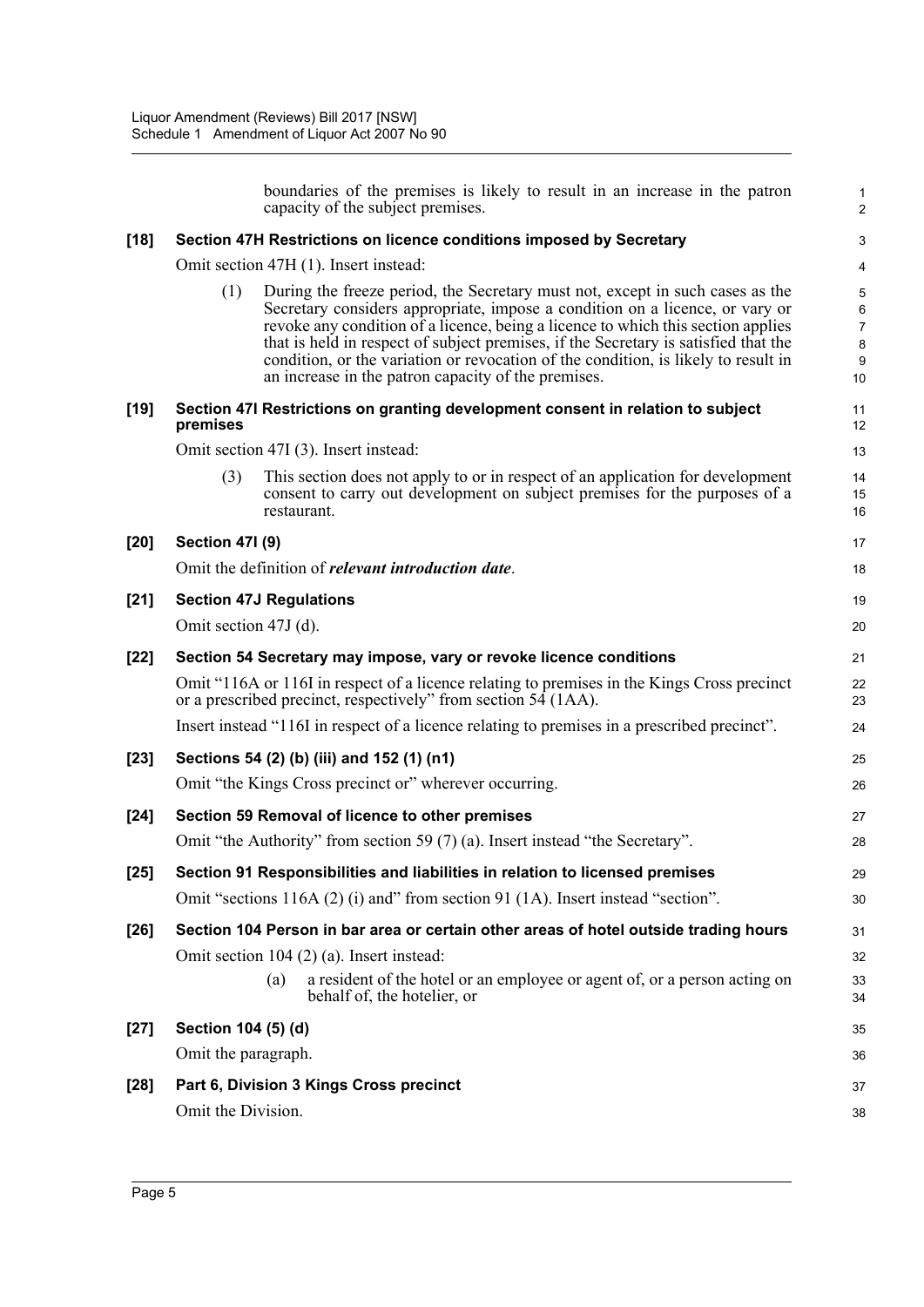boundaries of the premises is likely to result in an increase in the patron capacity of the subject premises.

**[18] Section 47H Restrictions on licence conditions imposed by Secretary**

Omit section 47H (1). Insert instead:

(1) During the freeze period, the Secretary must not, except in such cases as the Secretary considers appropriate, impose a condition on a licence, or vary or revoke any condition of a licence, being a licence to which this section applies that is held in respect of subject premises, if the Secretary is satisfied that the condition, or the variation or revocation of the condition, is likely to result in an increase in the patron capacity of the premises.

**[19] Section 47I Restrictions on granting development consent in relation to subject premises**

Omit section 47I (3). Insert instead:

(3) This section does not apply to or in respect of an application for development consent to carry out development on subject premises for the purposes of a restaurant.

**[20] Section 47I (9)**

Omit the definition of ***relevant introduction date***.

**[21] Section 47J Regulations**

Omit section 47J (d).

**[22] Section 54 Secretary may impose, vary or revoke licence conditions**

Omit "116A or 116I in respect of a licence relating to premises in the Kings Cross precinct or a prescribed precinct, respectively" from section 54 (1AA).

Insert instead "116I in respect of a licence relating to premises in a prescribed precinct".

**[23] Sections 54 (2) (b) (iii) and 152 (1) (n1)**

Omit "the Kings Cross precinct or" wherever occurring.

**[24] Section 59 Removal of licence to other premises**

Omit "the Authority" from section 59 (7) (a). Insert instead "the Secretary".

**[25] Section 91 Responsibilities and liabilities in relation to licensed premises**

Omit "sections 116A (2) (i) and" from section 91 (1A). Insert instead "section".

**[26] Section 104 Person in bar area or certain other areas of hotel outside trading hours**

Omit section 104 (2) (a). Insert instead:

(a) a resident of the hotel or an employee or agent of, or a person acting on behalf of, the hotelier, or

**[27] Section 104 (5) (d)**

Omit the paragraph.

**[28] Part 6, Division 3 Kings Cross precinct**

Omit the Division.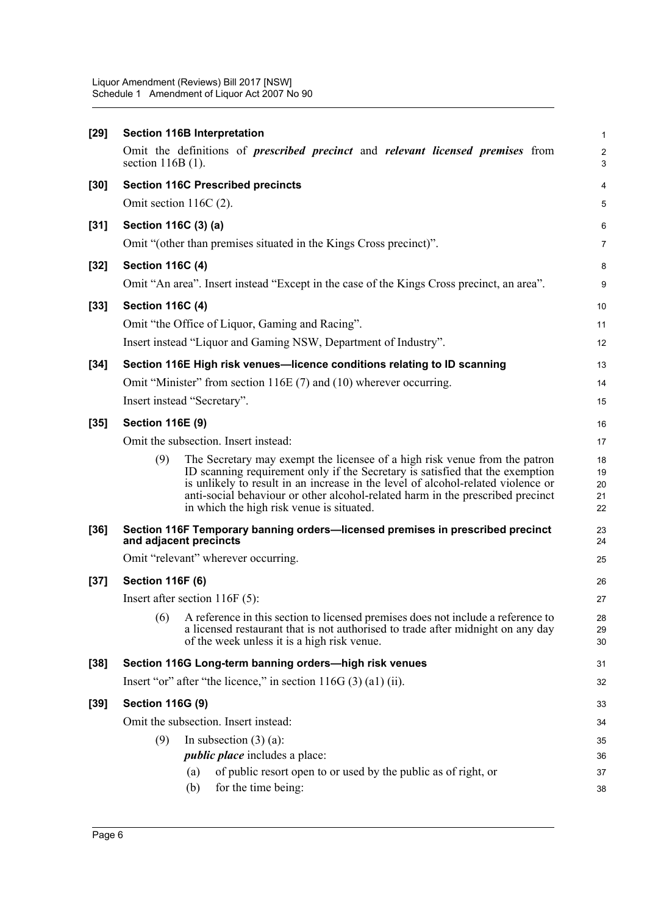**[29] Section 116B Interpretation**

Omit the definitions of ***prescribed precinct*** and ***relevant licensed premises*** from section 116B (1).

**[30] Section 116C Prescribed precincts**

Omit section 116C (2).

**[31] Section 116C (3) (a)**

Omit "(other than premises situated in the Kings Cross precinct)".

**[32] Section 116C (4)**

Omit "An area". Insert instead "Except in the case of the Kings Cross precinct, an area".

**[33] Section 116C (4)**

Omit "the Office of Liquor, Gaming and Racing".

Insert instead "Liquor and Gaming NSW, Department of Industry".

**[34] Section 116E High risk venues—licence conditions relating to ID scanning**

Omit "Minister" from section 116E (7) and (10) wherever occurring.

Insert instead "Secretary".

**[35] Section 116E (9)**

Omit the subsection. Insert instead:

(9) The Secretary may exempt the licensee of a high risk venue from the patron ID scanning requirement only if the Secretary is satisfied that the exemption is unlikely to result in an increase in the level of alcohol-related violence or anti-social behaviour or other alcohol-related harm in the prescribed precinct in which the high risk venue is situated.

**[36] Section 116F Temporary banning orders—licensed premises in prescribed precinct and adjacent precincts**

Omit "relevant" wherever occurring.

**[37] Section 116F (6)**

Insert after section 116F (5):

(6) A reference in this section to licensed premises does not include a reference to a licensed restaurant that is not authorised to trade after midnight on any day of the week unless it is a high risk venue.

**[38] Section 116G Long-term banning orders—high risk venues**

Insert "or" after "the licence," in section 116G (3) (a1) (ii).

**[39] Section 116G (9)**

Omit the subsection. Insert instead:

(9) In subsection (3) (a):

*public place* includes a place:

(a) of public resort open to or used by the public as of right, or

(b) for the time being: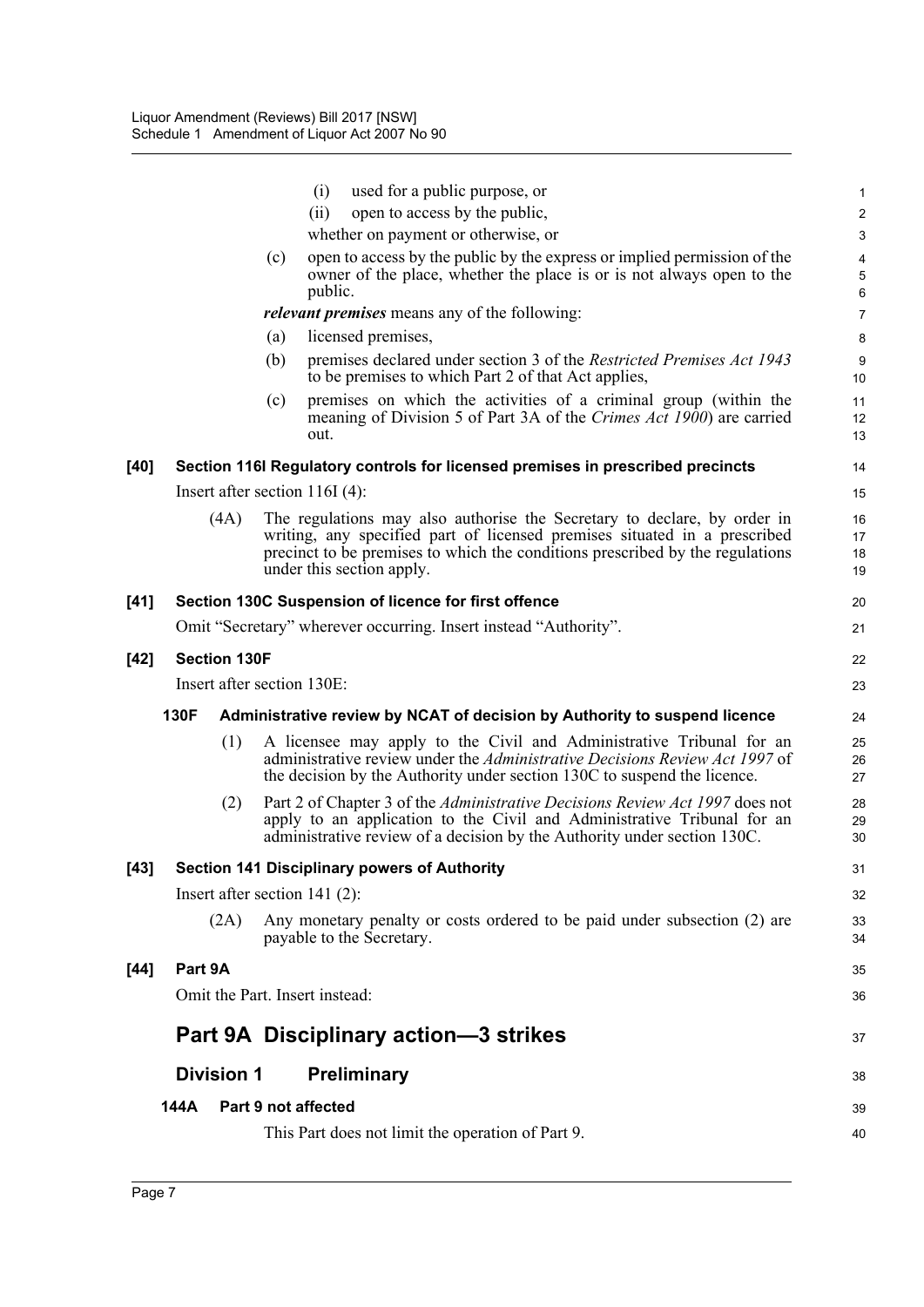(i) used for a public purpose, or

(ii) open to access by the public,

whether on payment or otherwise, or

(c) open to access by the public by the express or implied permission of the owner of the place, whether the place is or is not always open to the public.

***relevant premises*** means any of the following:

(a) licensed premises,

(b) premises declared under section 3 of the *Restricted Premises Act 1943* to be premises to which Part 2 of that Act applies,

(c) premises on which the activities of a criminal group (within the meaning of Division 5 of Part 3A of the *Crimes Act 1900*) are carried out.

**[40] Section 116I Regulatory controls for licensed premises in prescribed precincts**

Insert after section 116I (4):

(4A) The regulations may also authorise the Secretary to declare, by order in writing, any specified part of licensed premises situated in a prescribed precinct to be premises to which the conditions prescribed by the regulations under this section apply.

**[41] Section 130C Suspension of licence for first offence**

Omit "Secretary" wherever occurring. Insert instead "Authority".

**[42] Section 130F**

Insert after section 130E:

**130F Administrative review by NCAT of decision by Authority to suspend licence**

(1) A licensee may apply to the Civil and Administrative Tribunal for an administrative review under the *Administrative Decisions Review Act 1997* of the decision by the Authority under section 130C to suspend the licence.

(2) Part 2 of Chapter 3 of the *Administrative Decisions Review Act 1997* does not apply to an application to the Civil and Administrative Tribunal for an administrative review of a decision by the Authority under section 130C.

**[43] Section 141 Disciplinary powers of Authority**

Insert after section 141 (2):

(2A) Any monetary penalty or costs ordered to be paid under subsection (2) are payable to the Secretary.

**[44] Part 9A**

Omit the Part. Insert instead:

# Part 9A Disciplinary action—3 strikes

## Division 1 Preliminary

**144A Part 9 not affected**

This Part does not limit the operation of Part 9.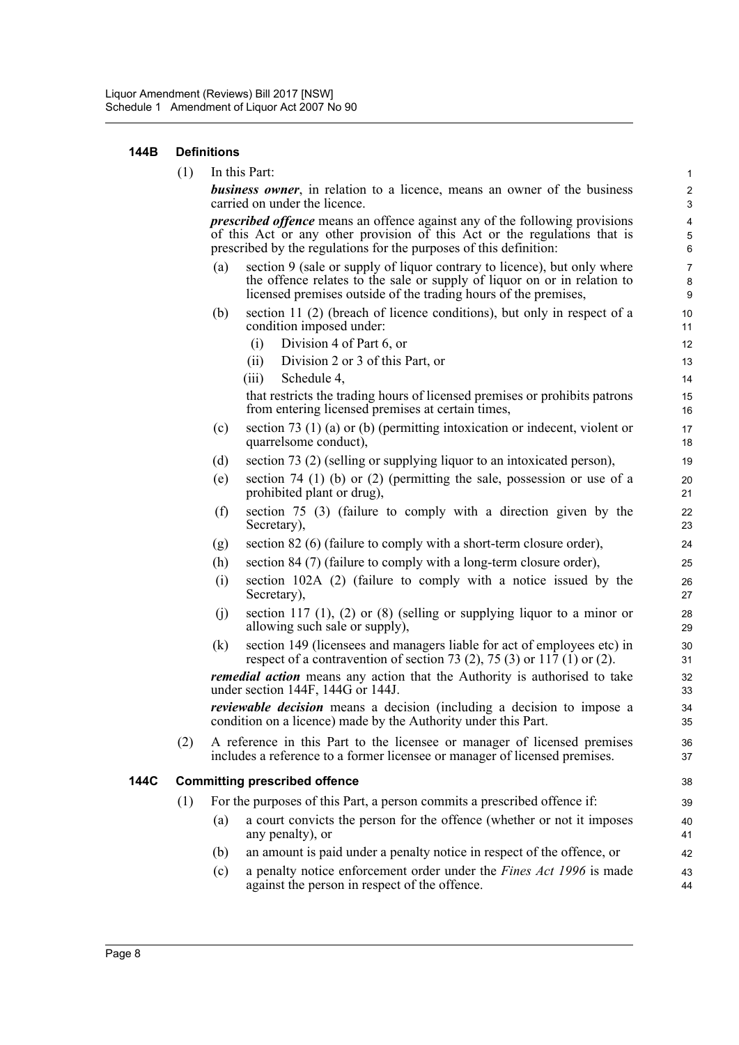#### 144B Definitions

(1) In this Part:

***business owner***, in relation to a licence, means an owner of the business carried on under the licence.

***prescribed offence*** means an offence against any of the following provisions of this Act or any other provision of this Act or the regulations that is prescribed by the regulations for the purposes of this definition:

- (a) section 9 (sale or supply of liquor contrary to licence), but only where the offence relates to the sale or supply of liquor on or in relation to licensed premises outside of the trading hours of the premises,
- (b) section 11 (2) (breach of licence conditions), but only in respect of a condition imposed under:
  - (i) Division 4 of Part 6, or
  - (ii) Division 2 or 3 of this Part, or
  - (iii) Schedule 4,

  that restricts the trading hours of licensed premises or prohibits patrons from entering licensed premises at certain times,
- (c) section 73 (1) (a) or (b) (permitting intoxication or indecent, violent or quarrelsome conduct),
- (d) section 73 (2) (selling or supplying liquor to an intoxicated person),
- (e) section 74 (1) (b) or (2) (permitting the sale, possession or use of a prohibited plant or drug),
- (f) section 75 (3) (failure to comply with a direction given by the Secretary),
- (g) section 82 (6) (failure to comply with a short-term closure order),
- (h) section 84 (7) (failure to comply with a long-term closure order),
- (i) section 102A (2) (failure to comply with a notice issued by the Secretary),
- (j) section 117 (1), (2) or (8) (selling or supplying liquor to a minor or allowing such sale or supply),
- (k) section 149 (licensees and managers liable for act of employees etc) in respect of a contravention of section 73 (2), 75 (3) or 117 (1) or (2).

***remedial action*** means any action that the Authority is authorised to take under section 144F, 144G or 144J.

***reviewable decision*** means a decision (including a decision to impose a condition on a licence) made by the Authority under this Part.

(2) A reference in this Part to the licensee or manager of licensed premises includes a reference to a former licensee or manager of licensed premises.

#### 144C Committing prescribed offence

(1) For the purposes of this Part, a person commits a prescribed offence if:

- (a) a court convicts the person for the offence (whether or not it imposes any penalty), or
- (b) an amount is paid under a penalty notice in respect of the offence, or
- (c) a penalty notice enforcement order under the *Fines Act 1996* is made against the person in respect of the offence.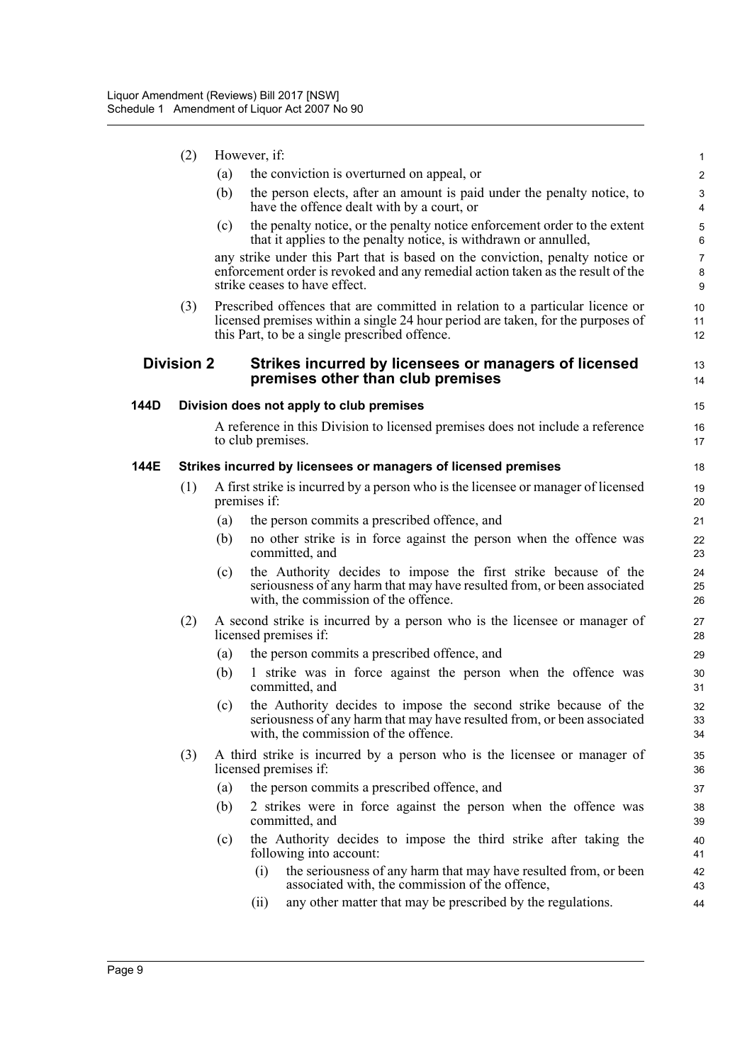(2) However, if:

- (a) the conviction is overturned on appeal, or
- (b) the person elects, after an amount is paid under the penalty notice, to have the offence dealt with by a court, or
- (c) the penalty notice, or the penalty notice enforcement order to the extent that it applies to the penalty notice, is withdrawn or annulled,

any strike under this Part that is based on the conviction, penalty notice or enforcement order is revoked and any remedial action taken as the result of the strike ceases to have effect.

(3) Prescribed offences that are committed in relation to a particular licence or licensed premises within a single 24 hour period are taken, for the purposes of this Part, to be a single prescribed offence.

## Division 2 Strikes incurred by licensees or managers of licensed premises other than club premises

### 144D Division does not apply to club premises

A reference in this Division to licensed premises does not include a reference to club premises.

### 144E Strikes incurred by licensees or managers of licensed premises

(1) A first strike is incurred by a person who is the licensee or manager of licensed premises if:

- (a) the person commits a prescribed offence, and
- (b) no other strike is in force against the person when the offence was committed, and
- (c) the Authority decides to impose the first strike because of the seriousness of any harm that may have resulted from, or been associated with, the commission of the offence.

(2) A second strike is incurred by a person who is the licensee or manager of licensed premises if:

- (a) the person commits a prescribed offence, and
- (b) 1 strike was in force against the person when the offence was committed, and
- (c) the Authority decides to impose the second strike because of the seriousness of any harm that may have resulted from, or been associated with, the commission of the offence.

(3) A third strike is incurred by a person who is the licensee or manager of licensed premises if:

- (a) the person commits a prescribed offence, and
- (b) 2 strikes were in force against the person when the offence was committed, and
- (c) the Authority decides to impose the third strike after taking the following into account:
  - (i) the seriousness of any harm that may have resulted from, or been associated with, the commission of the offence,
  - (ii) any other matter that may be prescribed by the regulations.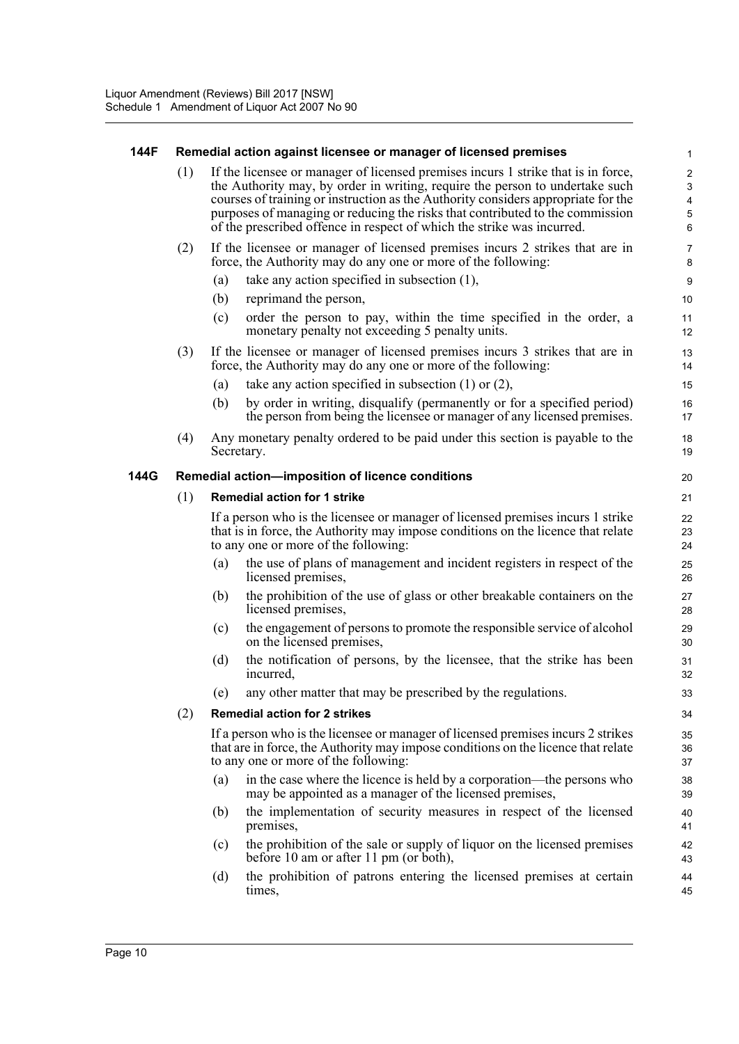### 144F Remedial action against licensee or manager of licensed premises

(1) If the licensee or manager of licensed premises incurs 1 strike that is in force, the Authority may, by order in writing, require the person to undertake such courses of training or instruction as the Authority considers appropriate for the purposes of managing or reducing the risks that contributed to the commission of the prescribed offence in respect of which the strike was incurred.

(2) If the licensee or manager of licensed premises incurs 2 strikes that are in force, the Authority may do any one or more of the following:

- (a) take any action specified in subsection (1),
- (b) reprimand the person,
- (c) order the person to pay, within the time specified in the order, a monetary penalty not exceeding 5 penalty units.

(3) If the licensee or manager of licensed premises incurs 3 strikes that are in force, the Authority may do any one or more of the following:

- (a) take any action specified in subsection (1) or (2),
- (b) by order in writing, disqualify (permanently or for a specified period) the person from being the licensee or manager of any licensed premises.

(4) Any monetary penalty ordered to be paid under this section is payable to the Secretary.

### 144G Remedial action—imposition of licence conditions

(1) **Remedial action for 1 strike**

If a person who is the licensee or manager of licensed premises incurs 1 strike that is in force, the Authority may impose conditions on the licence that relate to any one or more of the following:

- (a) the use of plans of management and incident registers in respect of the licensed premises,
- (b) the prohibition of the use of glass or other breakable containers on the licensed premises,
- (c) the engagement of persons to promote the responsible service of alcohol on the licensed premises,
- (d) the notification of persons, by the licensee, that the strike has been incurred,
- (e) any other matter that may be prescribed by the regulations.

(2) **Remedial action for 2 strikes**

If a person who is the licensee or manager of licensed premises incurs 2 strikes that are in force, the Authority may impose conditions on the licence that relate to any one or more of the following:

- (a) in the case where the licence is held by a corporation—the persons who may be appointed as a manager of the licensed premises,
- (b) the implementation of security measures in respect of the licensed premises,
- (c) the prohibition of the sale or supply of liquor on the licensed premises before 10 am or after 11 pm (or both),
- (d) the prohibition of patrons entering the licensed premises at certain times,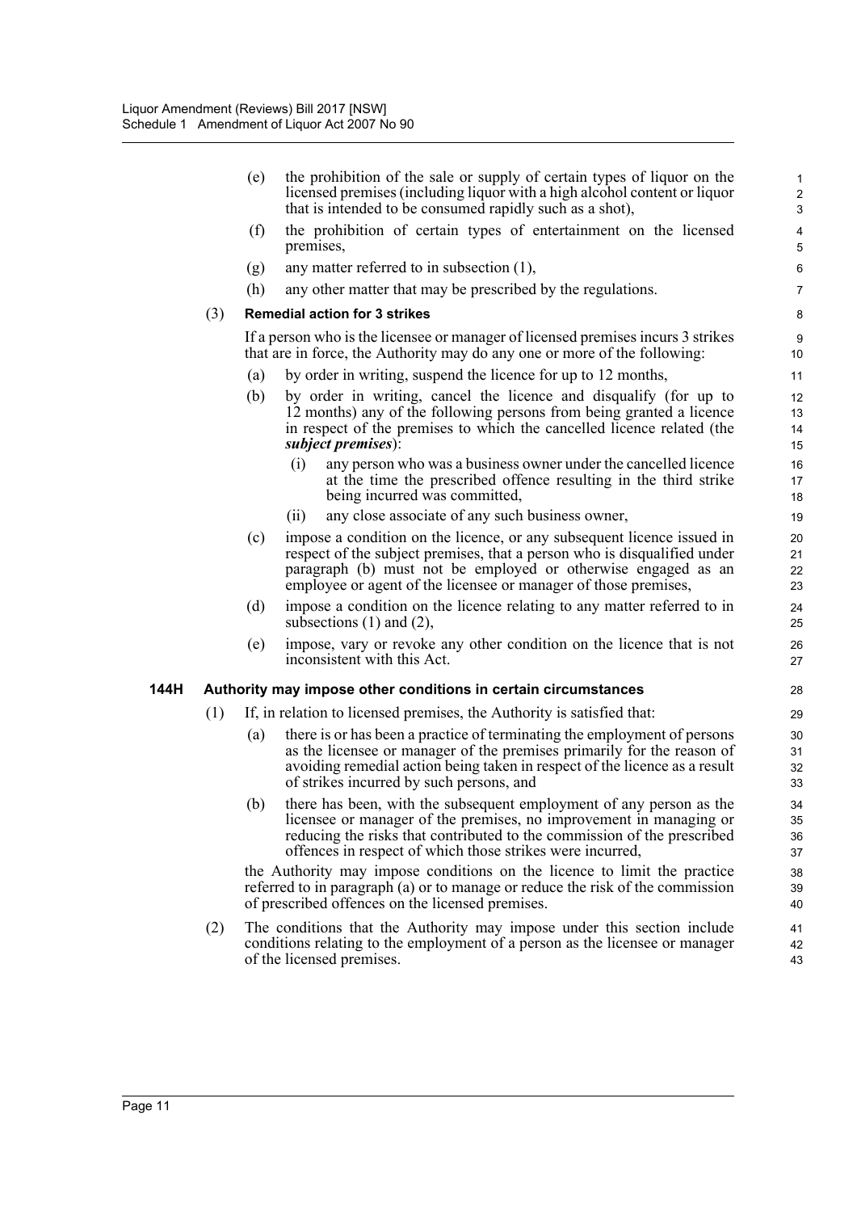(e) the prohibition of the sale or supply of certain types of liquor on the licensed premises (including liquor with a high alcohol content or liquor that is intended to be consumed rapidly such as a shot),

(f) the prohibition of certain types of entertainment on the licensed premises,

(g) any matter referred to in subsection (1),

(h) any other matter that may be prescribed by the regulations.

(3) **Remedial action for 3 strikes**

If a person who is the licensee or manager of licensed premises incurs 3 strikes that are in force, the Authority may do any one or more of the following:

(a) by order in writing, suspend the licence for up to 12 months,

(b) by order in writing, cancel the licence and disqualify (for up to 12 months) any of the following persons from being granted a licence in respect of the premises to which the cancelled licence related (the ***subject premises***):

(i) any person who was a business owner under the cancelled licence at the time the prescribed offence resulting in the third strike being incurred was committed,

(ii) any close associate of any such business owner,

(c) impose a condition on the licence, or any subsequent licence issued in respect of the subject premises, that a person who is disqualified under paragraph (b) must not be employed or otherwise engaged as an employee or agent of the licensee or manager of those premises,

(d) impose a condition on the licence relating to any matter referred to in subsections (1) and (2),

(e) impose, vary or revoke any other condition on the licence that is not inconsistent with this Act.

**144H Authority may impose other conditions in certain circumstances**

(1) If, in relation to licensed premises, the Authority is satisfied that:

(a) there is or has been a practice of terminating the employment of persons as the licensee or manager of the premises primarily for the reason of avoiding remedial action being taken in respect of the licence as a result of strikes incurred by such persons, and

(b) there has been, with the subsequent employment of any person as the licensee or manager of the premises, no improvement in managing or reducing the risks that contributed to the commission of the prescribed offences in respect of which those strikes were incurred,

the Authority may impose conditions on the licence to limit the practice referred to in paragraph (a) or to manage or reduce the risk of the commission of prescribed offences on the licensed premises.

(2) The conditions that the Authority may impose under this section include conditions relating to the employment of a person as the licensee or manager of the licensed premises.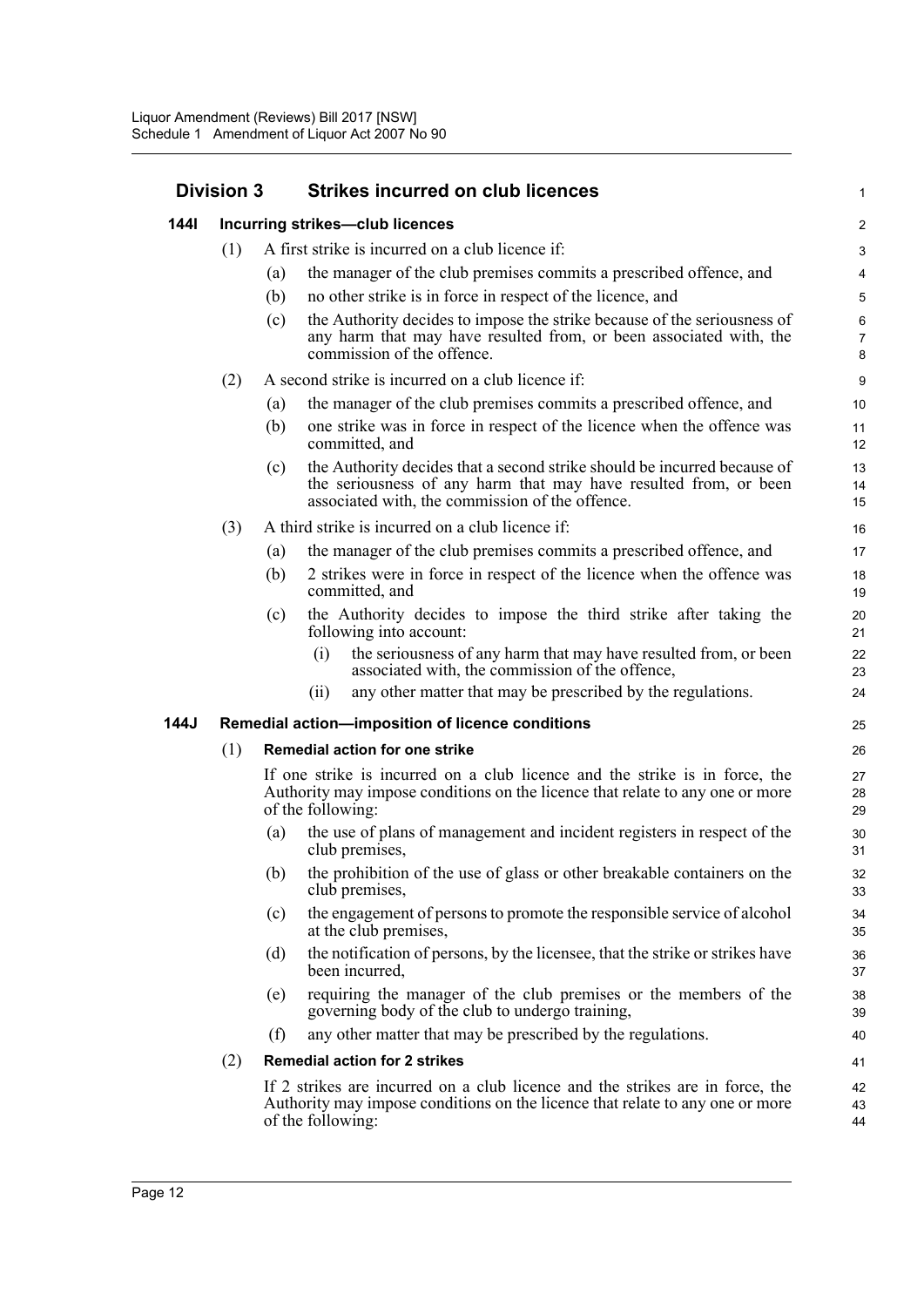## Division 3 Strikes incurred on club licences

### 144I Incurring strikes—club licences

(1) A first strike is incurred on a club licence if:

(a) the manager of the club premises commits a prescribed offence, and

(b) no other strike is in force in respect of the licence, and

(c) the Authority decides to impose the strike because of the seriousness of any harm that may have resulted from, or been associated with, the commission of the offence.

(2) A second strike is incurred on a club licence if:

(a) the manager of the club premises commits a prescribed offence, and

(b) one strike was in force in respect of the licence when the offence was committed, and

(c) the Authority decides that a second strike should be incurred because of the seriousness of any harm that may have resulted from, or been associated with, the commission of the offence.

(3) A third strike is incurred on a club licence if:

(a) the manager of the club premises commits a prescribed offence, and

(b) 2 strikes were in force in respect of the licence when the offence was committed, and

(c) the Authority decides to impose the third strike after taking the following into account:

(i) the seriousness of any harm that may have resulted from, or been associated with, the commission of the offence,

(ii) any other matter that may be prescribed by the regulations.

### 144J Remedial action—imposition of licence conditions

(1) **Remedial action for one strike**

If one strike is incurred on a club licence and the strike is in force, the Authority may impose conditions on the licence that relate to any one or more of the following:

(a) the use of plans of management and incident registers in respect of the club premises,

(b) the prohibition of the use of glass or other breakable containers on the club premises,

(c) the engagement of persons to promote the responsible service of alcohol at the club premises,

(d) the notification of persons, by the licensee, that the strike or strikes have been incurred,

(e) requiring the manager of the club premises or the members of the governing body of the club to undergo training,

(f) any other matter that may be prescribed by the regulations.

(2) **Remedial action for 2 strikes**

If 2 strikes are incurred on a club licence and the strikes are in force, the Authority may impose conditions on the licence that relate to any one or more of the following: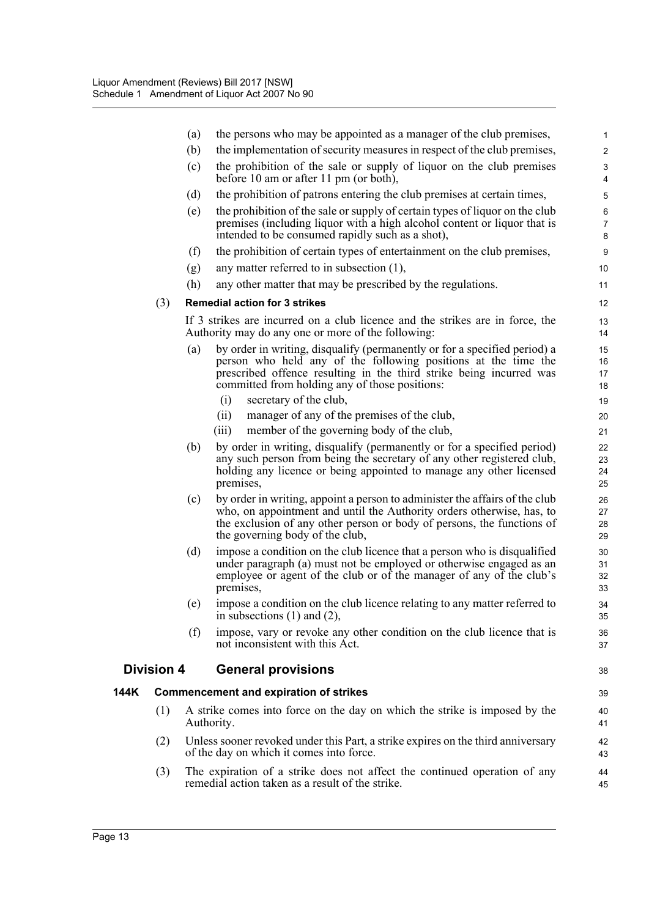(a) the persons who may be appointed as a manager of the club premises,

(b) the implementation of security measures in respect of the club premises,

(c) the prohibition of the sale or supply of liquor on the club premises before 10 am or after 11 pm (or both),

(d) the prohibition of patrons entering the club premises at certain times,

(e) the prohibition of the sale or supply of certain types of liquor on the club premises (including liquor with a high alcohol content or liquor that is intended to be consumed rapidly such as a shot),

(f) the prohibition of certain types of entertainment on the club premises,

(g) any matter referred to in subsection (1),

(h) any other matter that may be prescribed by the regulations.

(3) **Remedial action for 3 strikes**

If 3 strikes are incurred on a club licence and the strikes are in force, the Authority may do any one or more of the following:

(a) by order in writing, disqualify (permanently or for a specified period) a person who held any of the following positions at the time the prescribed offence resulting in the third strike being incurred was committed from holding any of those positions:

(i) secretary of the club,

(ii) manager of any of the premises of the club,

(iii) member of the governing body of the club,

(b) by order in writing, disqualify (permanently or for a specified period) any such person from being the secretary of any other registered club, holding any licence or being appointed to manage any other licensed premises,

(c) by order in writing, appoint a person to administer the affairs of the club who, on appointment and until the Authority orders otherwise, has, to the exclusion of any other person or body of persons, the functions of the governing body of the club,

(d) impose a condition on the club licence that a person who is disqualified under paragraph (a) must not be employed or otherwise engaged as an employee or agent of the club or of the manager of any of the club's premises,

(e) impose a condition on the club licence relating to any matter referred to in subsections (1) and (2),

(f) impose, vary or revoke any other condition on the club licence that is not inconsistent with this Act.

## Division 4 General provisions

### 144K Commencement and expiration of strikes

(1) A strike comes into force on the day on which the strike is imposed by the Authority.

(2) Unless sooner revoked under this Part, a strike expires on the third anniversary of the day on which it comes into force.

(3) The expiration of a strike does not affect the continued operation of any remedial action taken as a result of the strike.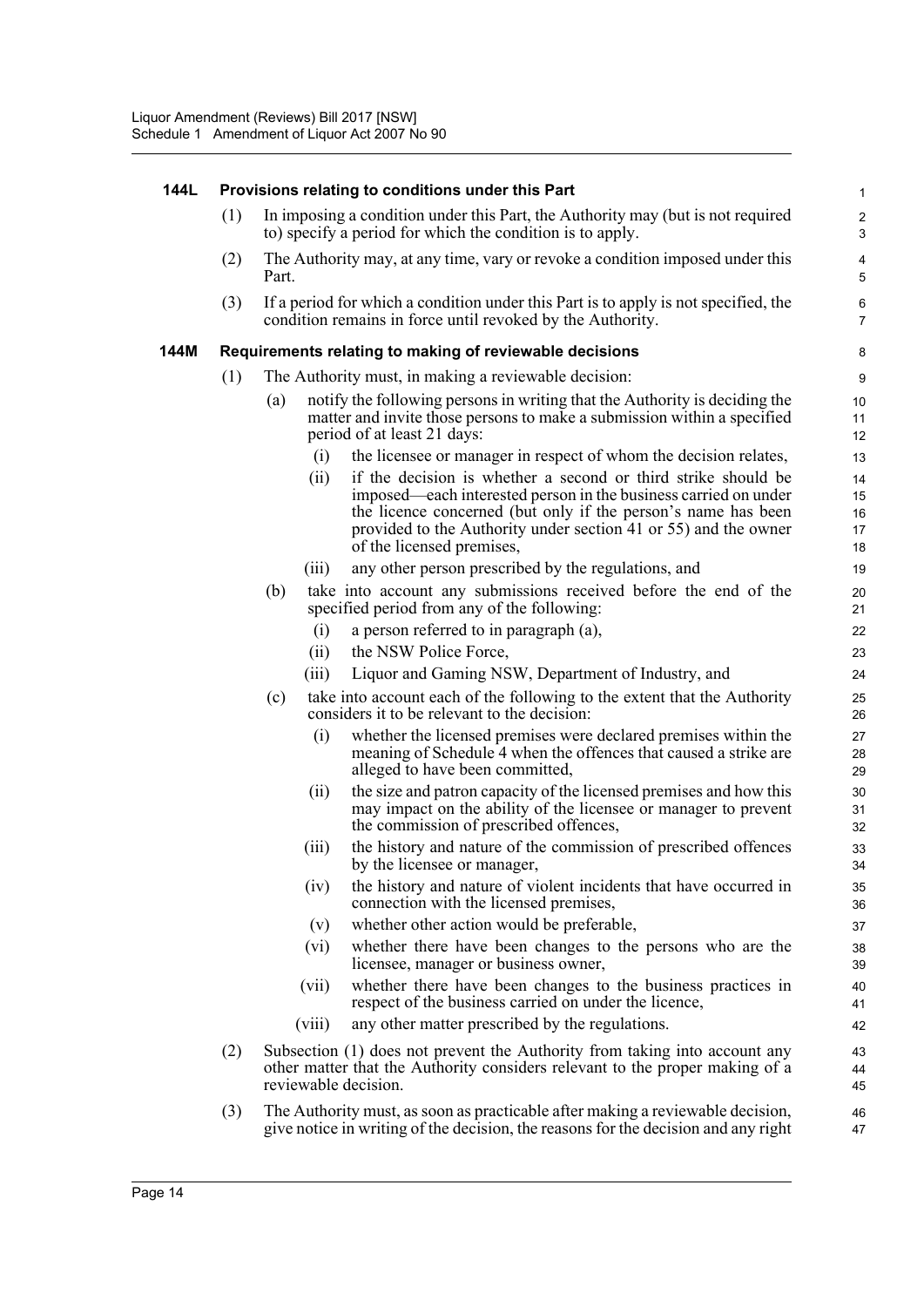**144L Provisions relating to conditions under this Part**

(1) In imposing a condition under this Part, the Authority may (but is not required to) specify a period for which the condition is to apply.

(2) The Authority may, at any time, vary or revoke a condition imposed under this Part.

(3) If a period for which a condition under this Part is to apply is not specified, the condition remains in force until revoked by the Authority.

**144M Requirements relating to making of reviewable decisions**

(1) The Authority must, in making a reviewable decision:

- (a) notify the following persons in writing that the Authority is deciding the matter and invite those persons to make a submission within a specified period of at least 21 days:
  - (i) the licensee or manager in respect of whom the decision relates,
  - (ii) if the decision is whether a second or third strike should be imposed—each interested person in the business carried on under the licence concerned (but only if the person's name has been provided to the Authority under section 41 or 55) and the owner of the licensed premises,
  - (iii) any other person prescribed by the regulations, and
- (b) take into account any submissions received before the end of the specified period from any of the following:
  - (i) a person referred to in paragraph (a),
  - (ii) the NSW Police Force,
  - (iii) Liquor and Gaming NSW, Department of Industry, and
- (c) take into account each of the following to the extent that the Authority considers it to be relevant to the decision:
  - (i) whether the licensed premises were declared premises within the meaning of Schedule 4 when the offences that caused a strike are alleged to have been committed,
  - (ii) the size and patron capacity of the licensed premises and how this may impact on the ability of the licensee or manager to prevent the commission of prescribed offences,
  - (iii) the history and nature of the commission of prescribed offences by the licensee or manager,
  - (iv) the history and nature of violent incidents that have occurred in connection with the licensed premises,
  - (v) whether other action would be preferable,
  - (vi) whether there have been changes to the persons who are the licensee, manager or business owner,
  - (vii) whether there have been changes to the business practices in respect of the business carried on under the licence,
  - (viii) any other matter prescribed by the regulations.

(2) Subsection (1) does not prevent the Authority from taking into account any other matter that the Authority considers relevant to the proper making of a reviewable decision.

(3) The Authority must, as soon as practicable after making a reviewable decision, give notice in writing of the decision, the reasons for the decision and any right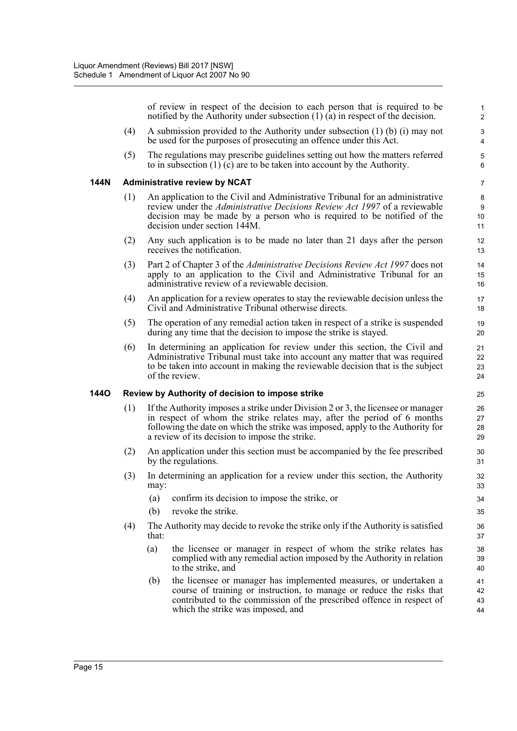of review in respect of the decision to each person that is required to be notified by the Authority under subsection (1) (a) in respect of the decision.

(4) A submission provided to the Authority under subsection (1) (b) (i) may not be used for the purposes of prosecuting an offence under this Act.

(5) The regulations may prescribe guidelines setting out how the matters referred to in subsection (1) (c) are to be taken into account by the Authority.

### 144N Administrative review by NCAT

(1) An application to the Civil and Administrative Tribunal for an administrative review under the *Administrative Decisions Review Act 1997* of a reviewable decision may be made by a person who is required to be notified of the decision under section 144M.

(2) Any such application is to be made no later than 21 days after the person receives the notification.

(3) Part 2 of Chapter 3 of the *Administrative Decisions Review Act 1997* does not apply to an application to the Civil and Administrative Tribunal for an administrative review of a reviewable decision.

(4) An application for a review operates to stay the reviewable decision unless the Civil and Administrative Tribunal otherwise directs.

(5) The operation of any remedial action taken in respect of a strike is suspended during any time that the decision to impose the strike is stayed.

(6) In determining an application for review under this section, the Civil and Administrative Tribunal must take into account any matter that was required to be taken into account in making the reviewable decision that is the subject of the review.

### 144O Review by Authority of decision to impose strike

(1) If the Authority imposes a strike under Division 2 or 3, the licensee or manager in respect of whom the strike relates may, after the period of 6 months following the date on which the strike was imposed, apply to the Authority for a review of its decision to impose the strike.

(2) An application under this section must be accompanied by the fee prescribed by the regulations.

(3) In determining an application for a review under this section, the Authority may:

- (a) confirm its decision to impose the strike, or
- (b) revoke the strike.

(4) The Authority may decide to revoke the strike only if the Authority is satisfied that:

- (a) the licensee or manager in respect of whom the strike relates has complied with any remedial action imposed by the Authority in relation to the strike, and
- (b) the licensee or manager has implemented measures, or undertaken a course of training or instruction, to manage or reduce the risks that contributed to the commission of the prescribed offence in respect of which the strike was imposed, and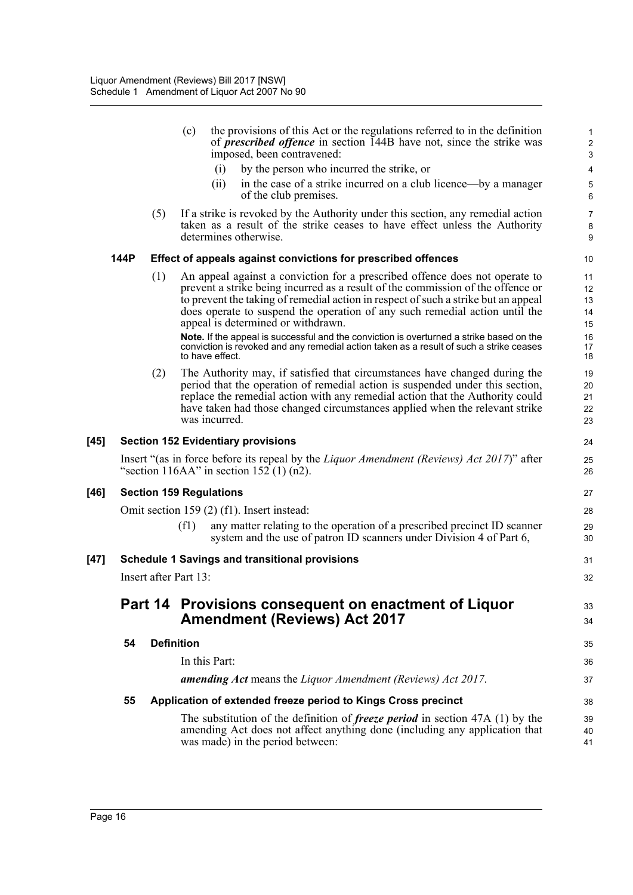(c) the provisions of this Act or the regulations referred to in the definition of ***prescribed offence*** in section 144B have not, since the strike was imposed, been contravened:

(i) by the person who incurred the strike, or

(ii) in the case of a strike incurred on a club licence—by a manager of the club premises.

(5) If a strike is revoked by the Authority under this section, any remedial action taken as a result of the strike ceases to have effect unless the Authority determines otherwise.

**144P Effect of appeals against convictions for prescribed offences**

(1) An appeal against a conviction for a prescribed offence does not operate to prevent a strike being incurred as a result of the commission of the offence or to prevent the taking of remedial action in respect of such a strike but an appeal does operate to suspend the operation of any such remedial action until the appeal is determined or withdrawn.

**Note.** If the appeal is successful and the conviction is overturned a strike based on the conviction is revoked and any remedial action taken as a result of such a strike ceases to have effect.

(2) The Authority may, if satisfied that circumstances have changed during the period that the operation of remedial action is suspended under this section, replace the remedial action with any remedial action that the Authority could have taken had those changed circumstances applied when the relevant strike was incurred.

**[45] Section 152 Evidentiary provisions**

Insert "(as in force before its repeal by the *Liquor Amendment (Reviews) Act 2017*)" after "section 116AA" in section 152 (1) (n2).

**[46] Section 159 Regulations**

Omit section 159 (2) (f1). Insert instead:

(f1) any matter relating to the operation of a prescribed precinct ID scanner system and the use of patron ID scanners under Division 4 of Part 6,

**[47] Schedule 1 Savings and transitional provisions**

Insert after Part 13:

## Part 14 Provisions consequent on enactment of Liquor Amendment (Reviews) Act 2017

**54 Definition**

In this Part:

***amending Act*** means the *Liquor Amendment (Reviews) Act 2017*.

**55 Application of extended freeze period to Kings Cross precinct**

The substitution of the definition of ***freeze period*** in section 47A (1) by the amending Act does not affect anything done (including any application that was made) in the period between: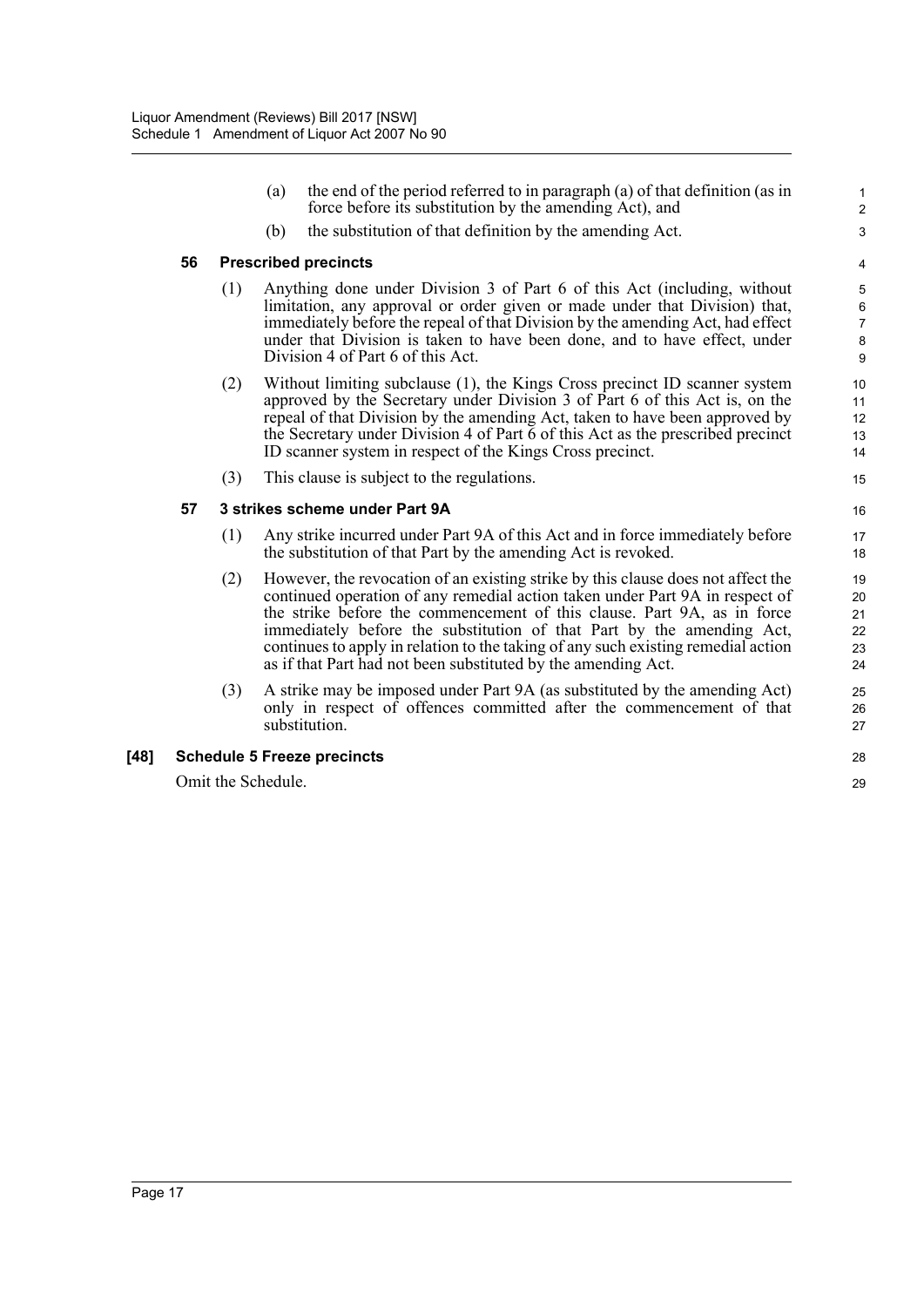(a) the end of the period referred to in paragraph (a) of that definition (as in force before its substitution by the amending Act), and

(b) the substitution of that definition by the amending Act.

**56 Prescribed precincts**

(1) Anything done under Division 3 of Part 6 of this Act (including, without limitation, any approval or order given or made under that Division) that, immediately before the repeal of that Division by the amending Act, had effect under that Division is taken to have been done, and to have effect, under Division 4 of Part 6 of this Act.

(2) Without limiting subclause (1), the Kings Cross precinct ID scanner system approved by the Secretary under Division 3 of Part 6 of this Act is, on the repeal of that Division by the amending Act, taken to have been approved by the Secretary under Division 4 of Part 6 of this Act as the prescribed precinct ID scanner system in respect of the Kings Cross precinct.

(3) This clause is subject to the regulations.

**57 3 strikes scheme under Part 9A**

(1) Any strike incurred under Part 9A of this Act and in force immediately before the substitution of that Part by the amending Act is revoked.

(2) However, the revocation of an existing strike by this clause does not affect the continued operation of any remedial action taken under Part 9A in respect of the strike before the commencement of this clause. Part 9A, as in force immediately before the substitution of that Part by the amending Act, continues to apply in relation to the taking of any such existing remedial action as if that Part had not been substituted by the amending Act.

(3) A strike may be imposed under Part 9A (as substituted by the amending Act) only in respect of offences committed after the commencement of that substitution.

**[48] Schedule 5 Freeze precincts**

Omit the Schedule.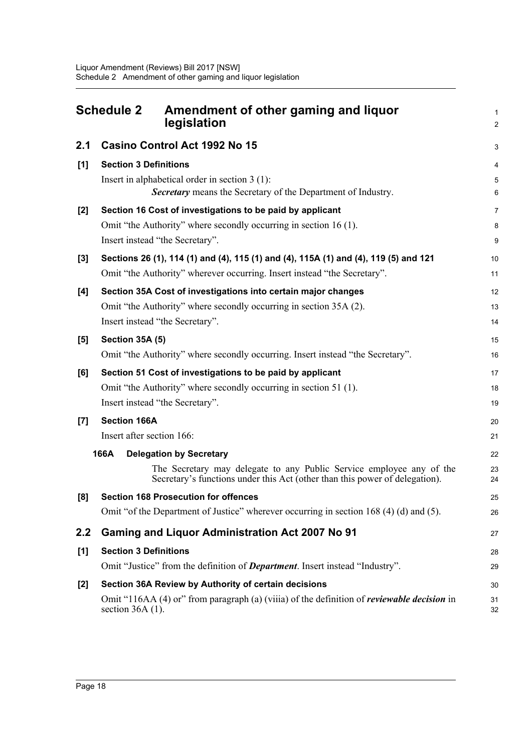# Schedule 2 Amendment of other gaming and liquor legislation

## 2.1 Casino Control Act 1992 No 15

### [1] Section 3 Definitions

Insert in alphabetical order in section 3 (1):

> ***Secretary*** means the Secretary of the Department of Industry.

### [2] Section 16 Cost of investigations to be paid by applicant

Omit "the Authority" where secondly occurring in section 16 (1).

Insert instead "the Secretary".

### [3] Sections 26 (1), 114 (1) and (4), 115 (1) and (4), 115A (1) and (4), 119 (5) and 121

Omit "the Authority" wherever occurring. Insert instead "the Secretary".

### [4] Section 35A Cost of investigations into certain major changes

Omit "the Authority" where secondly occurring in section 35A (2).

Insert instead "the Secretary".

### [5] Section 35A (5)

Omit "the Authority" where secondly occurring. Insert instead "the Secretary".

### [6] Section 51 Cost of investigations to be paid by applicant

Omit "the Authority" where secondly occurring in section 51 (1).

Insert instead "the Secretary".

### [7] Section 166A

Insert after section 166:

> **166A Delegation by Secretary**
>
> The Secretary may delegate to any Public Service employee any of the Secretary's functions under this Act (other than this power of delegation).

### [8] Section 168 Prosecution for offences

Omit "of the Department of Justice" wherever occurring in section 168 (4) (d) and (5).

## 2.2 Gaming and Liquor Administration Act 2007 No 91

### [1] Section 3 Definitions

Omit "Justice" from the definition of ***Department***. Insert instead "Industry".

### [2] Section 36A Review by Authority of certain decisions

Omit "116AA (4) or" from paragraph (a) (viiia) of the definition of ***reviewable decision*** in section 36A (1).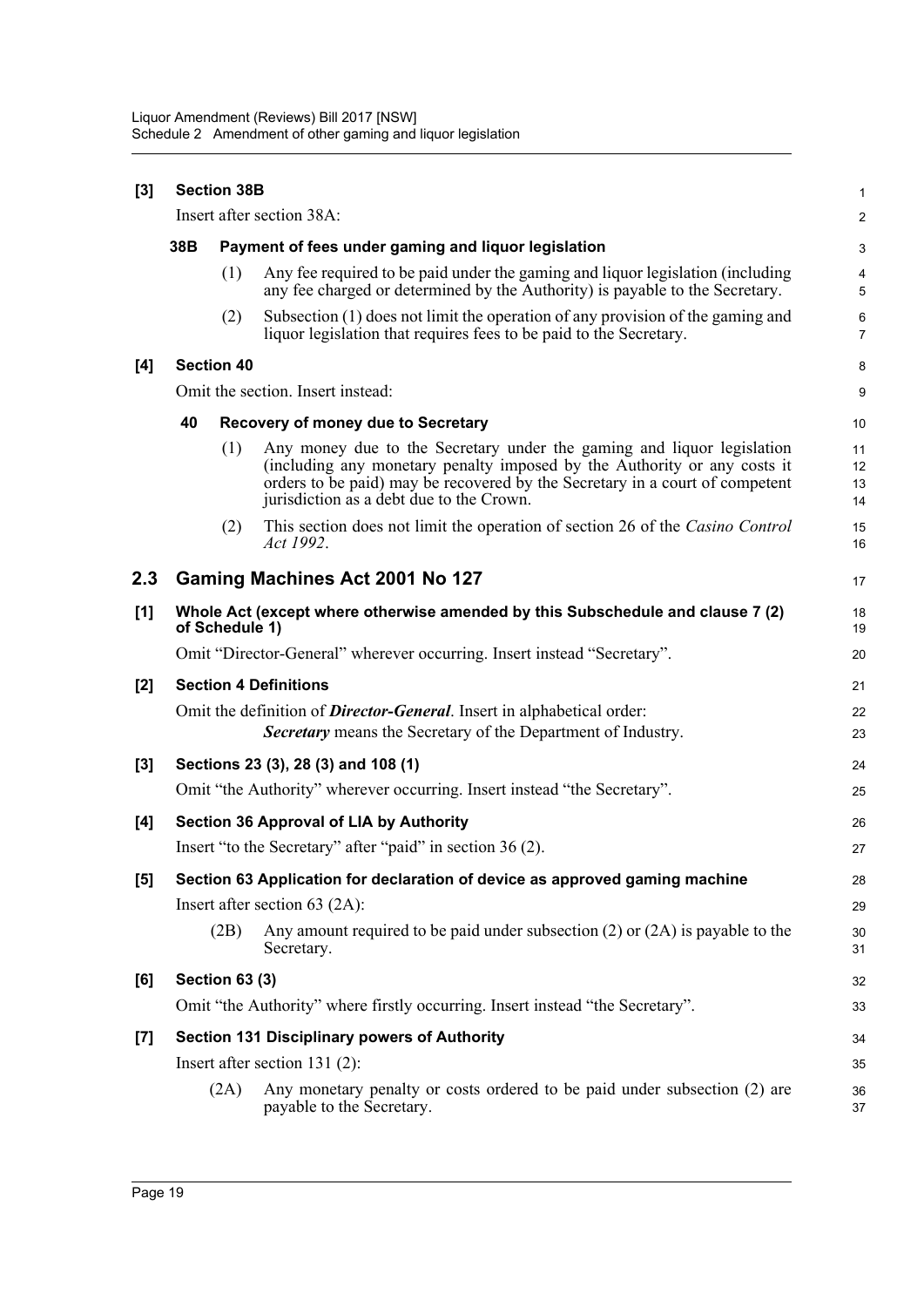**[3] Section 38B**

Insert after section 38A:

**38B Payment of fees under gaming and liquor legislation**

(1) Any fee required to be paid under the gaming and liquor legislation (including any fee charged or determined by the Authority) is payable to the Secretary.

(2) Subsection (1) does not limit the operation of any provision of the gaming and liquor legislation that requires fees to be paid to the Secretary.

**[4] Section 40**

Omit the section. Insert instead:

**40 Recovery of money due to Secretary**

(1) Any money due to the Secretary under the gaming and liquor legislation (including any monetary penalty imposed by the Authority or any costs it orders to be paid) may be recovered by the Secretary in a court of competent jurisdiction as a debt due to the Crown.

(2) This section does not limit the operation of section 26 of the *Casino Control Act 1992*.

## 2.3 Gaming Machines Act 2001 No 127

**[1] Whole Act (except where otherwise amended by this Subschedule and clause 7 (2) of Schedule 1)**

Omit "Director-General" wherever occurring. Insert instead "Secretary".

**[2] Section 4 Definitions**

Omit the definition of ***Director-General***. Insert in alphabetical order:

***Secretary*** means the Secretary of the Department of Industry.

**[3] Sections 23 (3), 28 (3) and 108 (1)**

Omit "the Authority" wherever occurring. Insert instead "the Secretary".

**[4] Section 36 Approval of LIA by Authority**

Insert "to the Secretary" after "paid" in section 36 (2).

**[5] Section 63 Application for declaration of device as approved gaming machine**

Insert after section 63 (2A):

(2B) Any amount required to be paid under subsection (2) or (2A) is payable to the Secretary.

**[6] Section 63 (3)**

Omit "the Authority" where firstly occurring. Insert instead "the Secretary".

**[7] Section 131 Disciplinary powers of Authority**

Insert after section 131 (2):

(2A) Any monetary penalty or costs ordered to be paid under subsection (2) are payable to the Secretary.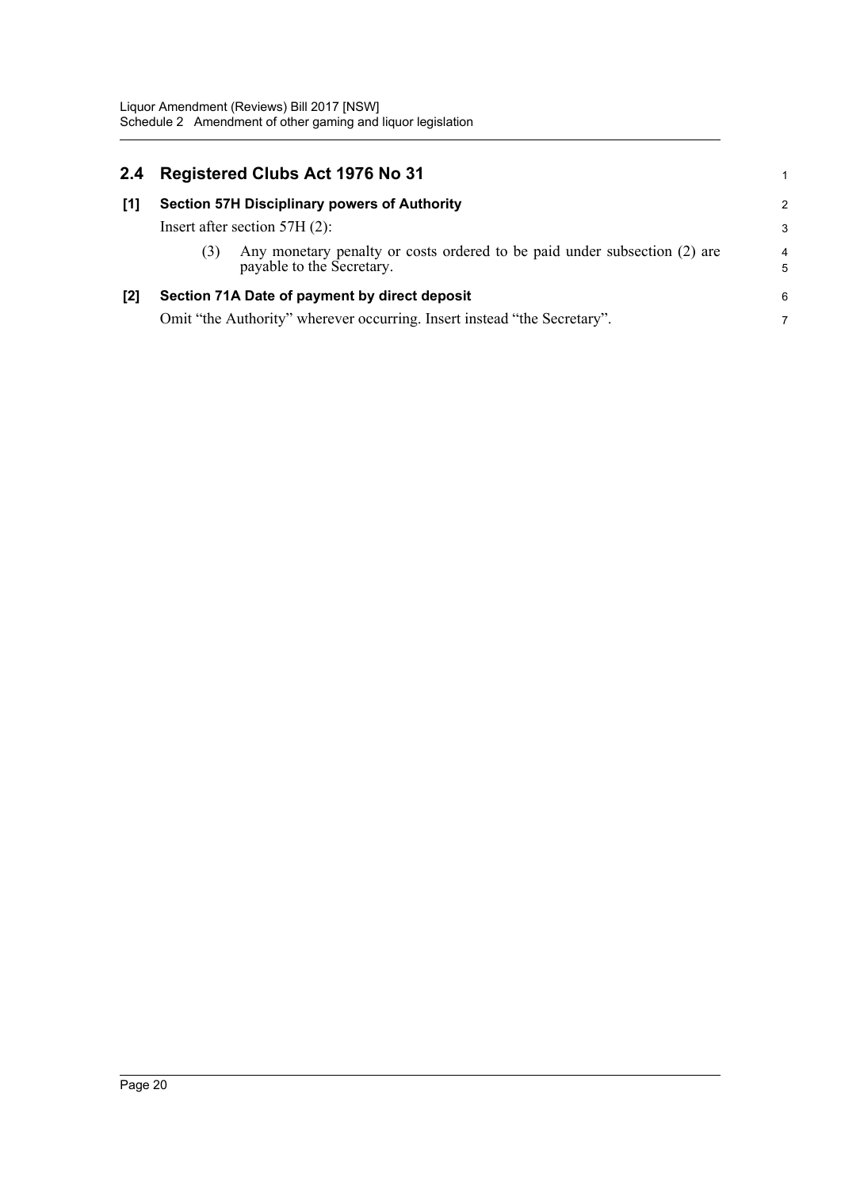## 2.4 Registered Clubs Act 1976 No 31

**[1] Section 57H Disciplinary powers of Authority**

Insert after section 57H (2):

(3) Any monetary penalty or costs ordered to be paid under subsection (2) are payable to the Secretary.

**[2] Section 71A Date of payment by direct deposit**

Omit "the Authority" wherever occurring. Insert instead "the Secretary".